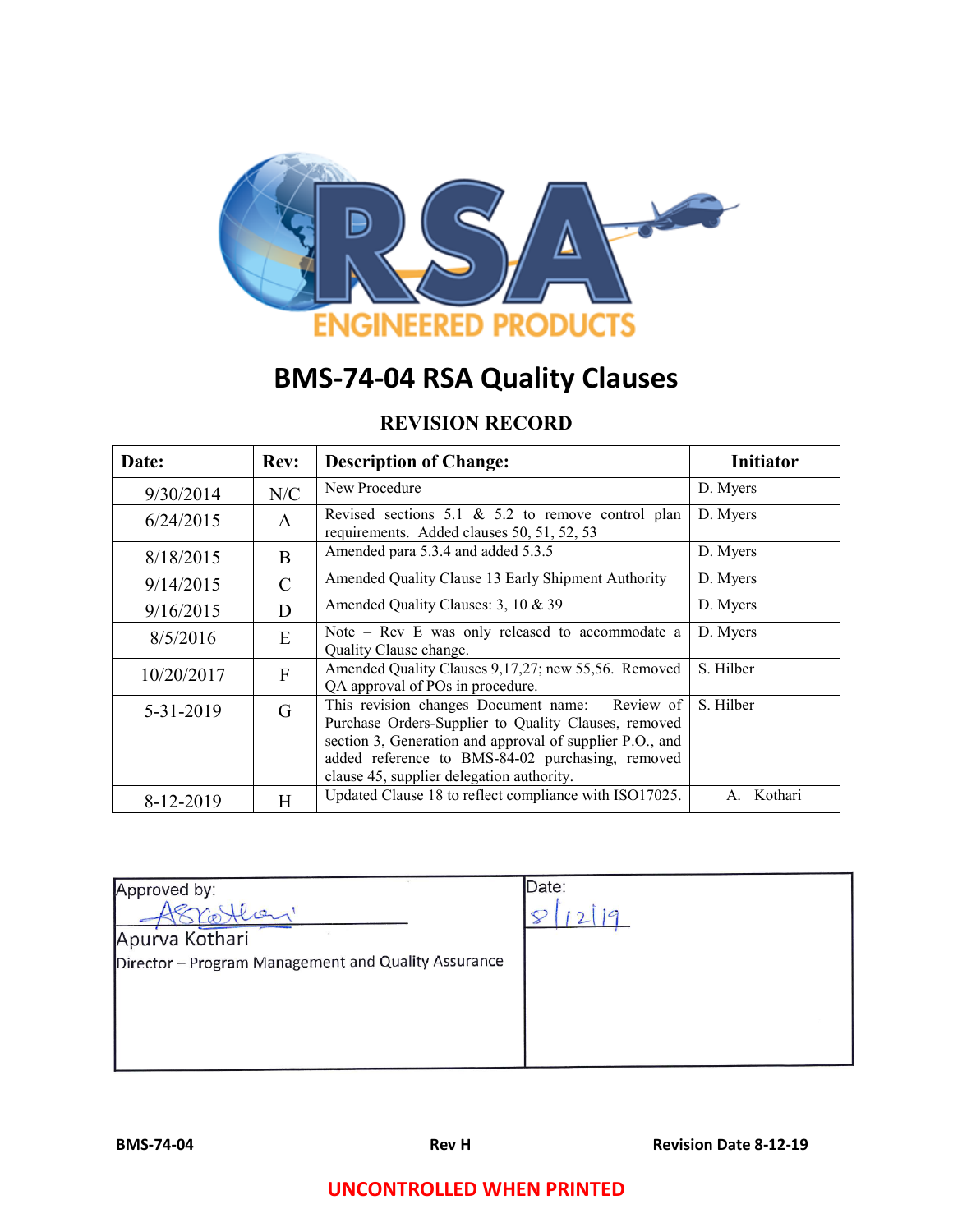# BMS-74-04 RSA Quality Clauses

## REVISION RECORD

| Date: | Rev: | Description of Change: | Initiator |
|---|---|---|---|
| 9/30/2014 | N/C | New Procedure | D. Myers |
| 6/24/2015 | A | Revised sections 5.1 & 5.2 to remove control plan requirements. Added clauses 50, 51, 52, 53 | D. Myers |
| 8/18/2015 | B | Amended para 5.3.4 and added 5.3.5 | D. Myers |
| 9/14/2015 | C | Amended Quality Clause 13 Early Shipment Authority | D. Myers |
| 9/16/2015 | D | Amended Quality Clauses: 3, 10 & 39 | D. Myers |
| 8/5/2016 | E | Note – Rev E was only released to accommodate a Quality Clause change. | D. Myers |
| 10/20/2017 | F | Amended Quality Clauses 9,17,27; new 55,56. Removed QA approval of POs in procedure. | S. Hilber |
| 5-31-2019 | G | This revision changes Document name: Review of Purchase Orders-Supplier to Quality Clauses, removed section 3, Generation and approval of supplier P.O., and added reference to BMS-84-02 purchasing, removed clause 45, supplier delegation authority. | S. Hilber |
| 8-12-2019 | H | Updated Clause 18 to reflect compliance with ISO17025. | A. Kothari |

| Approved by: | Date: |
|---|---|
| Apurva Kothari<br>Director – Program Management and Quality Assurance | 8/12/19 |

UNCONTROLLED WHEN PRINTED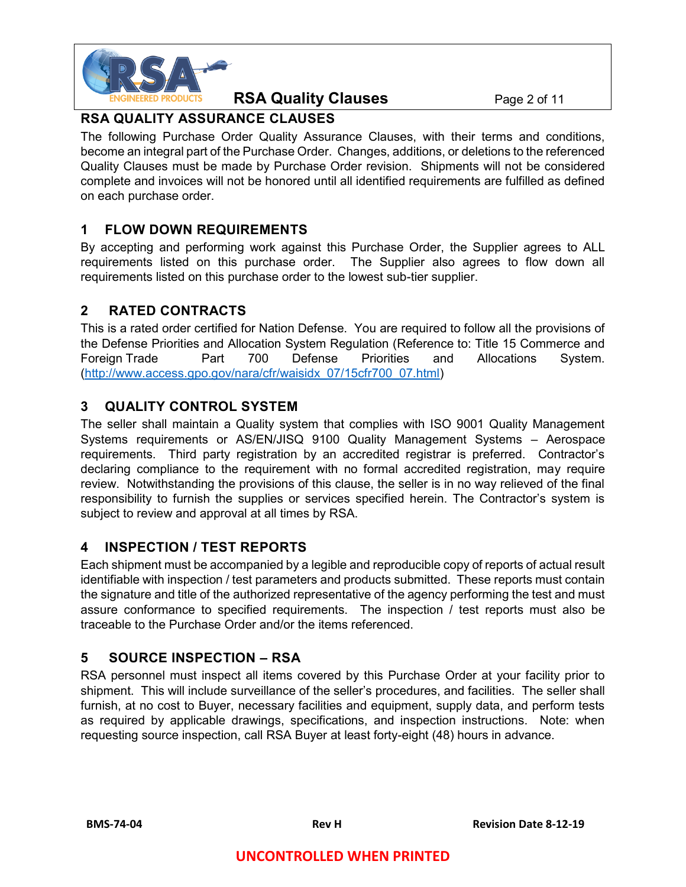## RSA QUALITY ASSURANCE CLAUSES

The following Purchase Order Quality Assurance Clauses, with their terms and conditions, become an integral part of the Purchase Order. Changes, additions, or deletions to the referenced Quality Clauses must be made by Purchase Order revision. Shipments will not be considered complete and invoices will not be honored until all identified requirements are fulfilled as defined on each purchase order.

### 1 FLOW DOWN REQUIREMENTS

By accepting and performing work against this Purchase Order, the Supplier agrees to ALL requirements listed on this purchase order. The Supplier also agrees to flow down all requirements listed on this purchase order to the lowest sub-tier supplier.

### 2 RATED CONTRACTS

This is a rated order certified for Nation Defense. You are required to follow all the provisions of the Defense Priorities and Allocation System Regulation (Reference to: Title 15 Commerce and Foreign Trade Part 700 Defense Priorities and Allocations System. (http://www.access.gpo.gov/nara/cfr/waisidx_07/15cfr700_07.html)

### 3 QUALITY CONTROL SYSTEM

The seller shall maintain a Quality system that complies with ISO 9001 Quality Management Systems requirements or AS/EN/JISQ 9100 Quality Management Systems – Aerospace requirements. Third party registration by an accredited registrar is preferred. Contractor's declaring compliance to the requirement with no formal accredited registration, may require review. Notwithstanding the provisions of this clause, the seller is in no way relieved of the final responsibility to furnish the supplies or services specified herein. The Contractor's system is subject to review and approval at all times by RSA.

### 4 INSPECTION / TEST REPORTS

Each shipment must be accompanied by a legible and reproducible copy of reports of actual result identifiable with inspection / test parameters and products submitted. These reports must contain the signature and title of the authorized representative of the agency performing the test and must assure conformance to specified requirements. The inspection / test reports must also be traceable to the Purchase Order and/or the items referenced.

### 5 SOURCE INSPECTION – RSA

RSA personnel must inspect all items covered by this Purchase Order at your facility prior to shipment. This will include surveillance of the seller's procedures, and facilities. The seller shall furnish, at no cost to Buyer, necessary facilities and equipment, supply data, and perform tests as required by applicable drawings, specifications, and inspection instructions. Note: when requesting source inspection, call RSA Buyer at least forty-eight (48) hours in advance.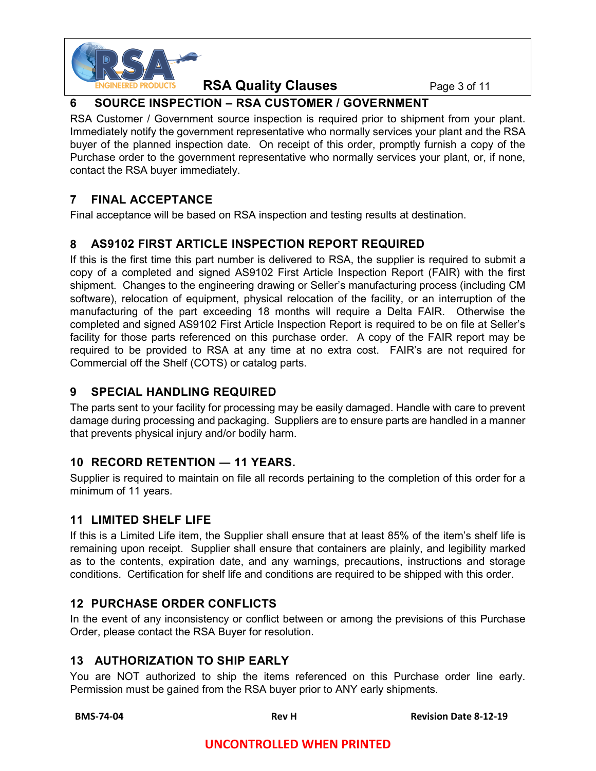## 6 SOURCE INSPECTION – RSA CUSTOMER / GOVERNMENT

RSA Customer / Government source inspection is required prior to shipment from your plant. Immediately notify the government representative who normally services your plant and the RSA buyer of the planned inspection date. On receipt of this order, promptly furnish a copy of the Purchase order to the government representative who normally services your plant, or, if none, contact the RSA buyer immediately.

## 7 FINAL ACCEPTANCE

Final acceptance will be based on RSA inspection and testing results at destination.

## 8 AS9102 FIRST ARTICLE INSPECTION REPORT REQUIRED

If this is the first time this part number is delivered to RSA, the supplier is required to submit a copy of a completed and signed AS9102 First Article Inspection Report (FAIR) with the first shipment. Changes to the engineering drawing or Seller's manufacturing process (including CM software), relocation of equipment, physical relocation of the facility, or an interruption of the manufacturing of the part exceeding 18 months will require a Delta FAIR. Otherwise the completed and signed AS9102 First Article Inspection Report is required to be on file at Seller's facility for those parts referenced on this purchase order. A copy of the FAIR report may be required to be provided to RSA at any time at no extra cost. FAIR's are not required for Commercial off the Shelf (COTS) or catalog parts.

## 9 SPECIAL HANDLING REQUIRED

The parts sent to your facility for processing may be easily damaged. Handle with care to prevent damage during processing and packaging. Suppliers are to ensure parts are handled in a manner that prevents physical injury and/or bodily harm.

## 10 RECORD RETENTION — 11 YEARS.

Supplier is required to maintain on file all records pertaining to the completion of this order for a minimum of 11 years.

## 11 LIMITED SHELF LIFE

If this is a Limited Life item, the Supplier shall ensure that at least 85% of the item's shelf life is remaining upon receipt. Supplier shall ensure that containers are plainly, and legibility marked as to the contents, expiration date, and any warnings, precautions, instructions and storage conditions. Certification for shelf life and conditions are required to be shipped with this order.

## 12 PURCHASE ORDER CONFLICTS

In the event of any inconsistency or conflict between or among the previsions of this Purchase Order, please contact the RSA Buyer for resolution.

## 13 AUTHORIZATION TO SHIP EARLY

You are NOT authorized to ship the items referenced on this Purchase order line early. Permission must be gained from the RSA buyer prior to ANY early shipments.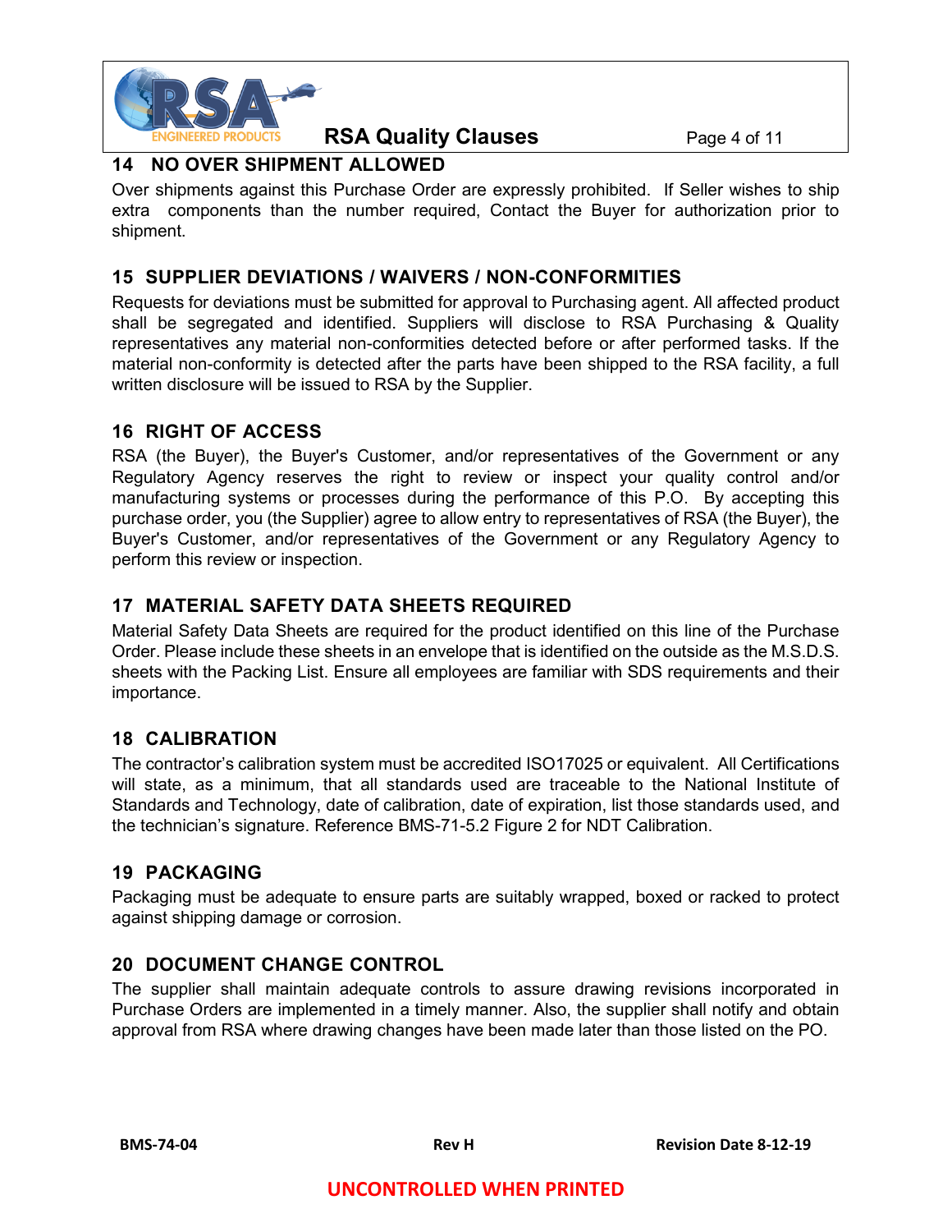## 14 NO OVER SHIPMENT ALLOWED

Over shipments against this Purchase Order are expressly prohibited. If Seller wishes to ship extra components than the number required, Contact the Buyer for authorization prior to shipment.

## 15 SUPPLIER DEVIATIONS / WAIVERS / NON-CONFORMITIES

Requests for deviations must be submitted for approval to Purchasing agent. All affected product shall be segregated and identified. Suppliers will disclose to RSA Purchasing & Quality representatives any material non-conformities detected before or after performed tasks. If the material non-conformity is detected after the parts have been shipped to the RSA facility, a full written disclosure will be issued to RSA by the Supplier.

## 16 RIGHT OF ACCESS

RSA (the Buyer), the Buyer's Customer, and/or representatives of the Government or any Regulatory Agency reserves the right to review or inspect your quality control and/or manufacturing systems or processes during the performance of this P.O. By accepting this purchase order, you (the Supplier) agree to allow entry to representatives of RSA (the Buyer), the Buyer's Customer, and/or representatives of the Government or any Regulatory Agency to perform this review or inspection.

## 17 MATERIAL SAFETY DATA SHEETS REQUIRED

Material Safety Data Sheets are required for the product identified on this line of the Purchase Order. Please include these sheets in an envelope that is identified on the outside as the M.S.D.S. sheets with the Packing List. Ensure all employees are familiar with SDS requirements and their importance.

## 18 CALIBRATION

The contractor's calibration system must be accredited ISO17025 or equivalent. All Certifications will state, as a minimum, that all standards used are traceable to the National Institute of Standards and Technology, date of calibration, date of expiration, list those standards used, and the technician's signature. Reference BMS-71-5.2 Figure 2 for NDT Calibration.

## 19 PACKAGING

Packaging must be adequate to ensure parts are suitably wrapped, boxed or racked to protect against shipping damage or corrosion.

## 20 DOCUMENT CHANGE CONTROL

The supplier shall maintain adequate controls to assure drawing revisions incorporated in Purchase Orders are implemented in a timely manner. Also, the supplier shall notify and obtain approval from RSA where drawing changes have been made later than those listed on the PO.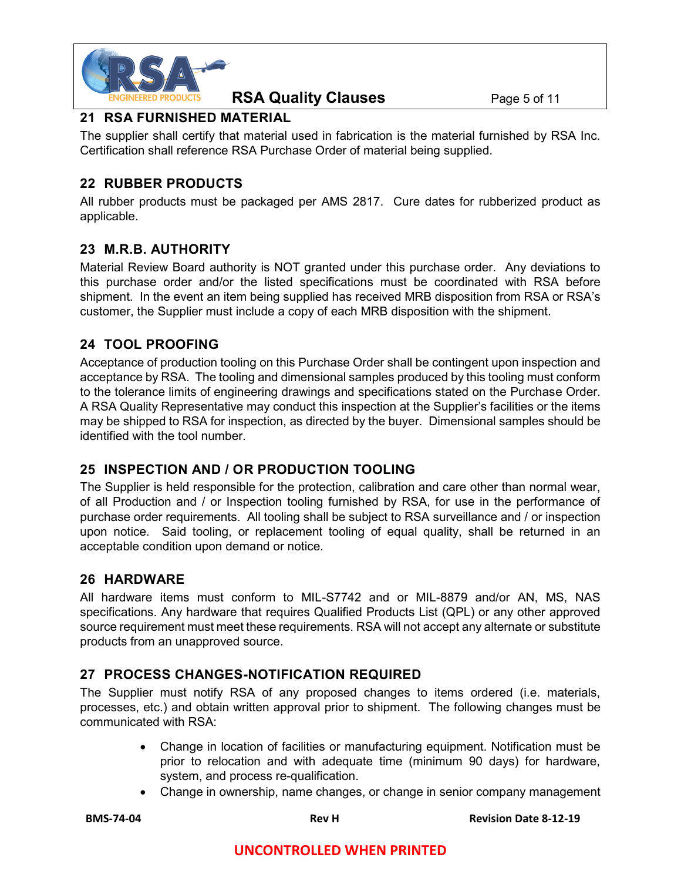## 21 RSA FURNISHED MATERIAL

The supplier shall certify that material used in fabrication is the material furnished by RSA Inc. Certification shall reference RSA Purchase Order of material being supplied.

## 22 RUBBER PRODUCTS

All rubber products must be packaged per AMS 2817. Cure dates for rubberized product as applicable.

## 23 M.R.B. AUTHORITY

Material Review Board authority is NOT granted under this purchase order. Any deviations to this purchase order and/or the listed specifications must be coordinated with RSA before shipment. In the event an item being supplied has received MRB disposition from RSA or RSA's customer, the Supplier must include a copy of each MRB disposition with the shipment.

## 24 TOOL PROOFING

Acceptance of production tooling on this Purchase Order shall be contingent upon inspection and acceptance by RSA. The tooling and dimensional samples produced by this tooling must conform to the tolerance limits of engineering drawings and specifications stated on the Purchase Order. A RSA Quality Representative may conduct this inspection at the Supplier's facilities or the items may be shipped to RSA for inspection, as directed by the buyer. Dimensional samples should be identified with the tool number.

## 25 INSPECTION AND / OR PRODUCTION TOOLING

The Supplier is held responsible for the protection, calibration and care other than normal wear, of all Production and / or Inspection tooling furnished by RSA, for use in the performance of purchase order requirements. All tooling shall be subject to RSA surveillance and / or inspection upon notice. Said tooling, or replacement tooling of equal quality, shall be returned in an acceptable condition upon demand or notice.

## 26 HARDWARE

All hardware items must conform to MIL-S7742 and or MIL-8879 and/or AN, MS, NAS specifications. Any hardware that requires Qualified Products List (QPL) or any other approved source requirement must meet these requirements. RSA will not accept any alternate or substitute products from an unapproved source.

## 27 PROCESS CHANGES-NOTIFICATION REQUIRED

The Supplier must notify RSA of any proposed changes to items ordered (i.e. materials, processes, etc.) and obtain written approval prior to shipment. The following changes must be communicated with RSA:

- Change in location of facilities or manufacturing equipment. Notification must be prior to relocation and with adequate time (minimum 90 days) for hardware, system, and process re-qualification.
- Change in ownership, name changes, or change in senior company management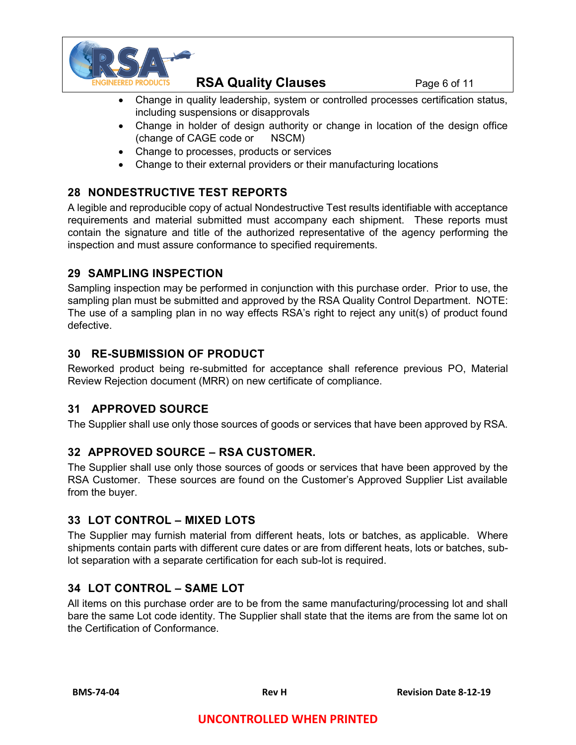- Change in quality leadership, system or controlled processes certification status, including suspensions or disapprovals
- Change in holder of design authority or change in location of the design office (change of CAGE code or NSCM)
- Change to processes, products or services
- Change to their external providers or their manufacturing locations

## 28 NONDESTRUCTIVE TEST REPORTS

A legible and reproducible copy of actual Nondestructive Test results identifiable with acceptance requirements and material submitted must accompany each shipment. These reports must contain the signature and title of the authorized representative of the agency performing the inspection and must assure conformance to specified requirements.

## 29 SAMPLING INSPECTION

Sampling inspection may be performed in conjunction with this purchase order. Prior to use, the sampling plan must be submitted and approved by the RSA Quality Control Department. NOTE: The use of a sampling plan in no way effects RSA's right to reject any unit(s) of product found defective.

## 30 RE-SUBMISSION OF PRODUCT

Reworked product being re-submitted for acceptance shall reference previous PO, Material Review Rejection document (MRR) on new certificate of compliance.

## 31 APPROVED SOURCE

The Supplier shall use only those sources of goods or services that have been approved by RSA.

## 32 APPROVED SOURCE – RSA CUSTOMER.

The Supplier shall use only those sources of goods or services that have been approved by the RSA Customer. These sources are found on the Customer's Approved Supplier List available from the buyer.

## 33 LOT CONTROL – MIXED LOTS

The Supplier may furnish material from different heats, lots or batches, as applicable. Where shipments contain parts with different cure dates or are from different heats, lots or batches, sub-lot separation with a separate certification for each sub-lot is required.

## 34 LOT CONTROL – SAME LOT

All items on this purchase order are to be from the same manufacturing/processing lot and shall bare the same Lot code identity. The Supplier shall state that the items are from the same lot on the Certification of Conformance.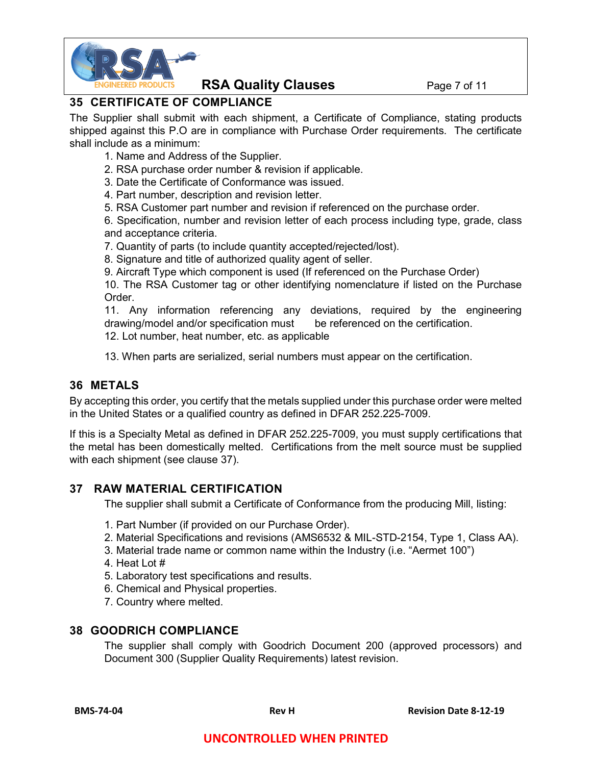## 35 CERTIFICATE OF COMPLIANCE

The Supplier shall submit with each shipment, a Certificate of Compliance, stating products shipped against this P.O are in compliance with Purchase Order requirements. The certificate shall include as a minimum:

1. Name and Address of the Supplier.
2. RSA purchase order number & revision if applicable.
3. Date the Certificate of Conformance was issued.
4. Part number, description and revision letter.
5. RSA Customer part number and revision if referenced on the purchase order.
6. Specification, number and revision letter of each process including type, grade, class and acceptance criteria.
7. Quantity of parts (to include quantity accepted/rejected/lost).
8. Signature and title of authorized quality agent of seller.
9. Aircraft Type which component is used (If referenced on the Purchase Order)
10. The RSA Customer tag or other identifying nomenclature if listed on the Purchase Order.
11. Any information referencing any deviations, required by the engineering drawing/model and/or specification must be referenced on the certification.
12. Lot number, heat number, etc. as applicable
13. When parts are serialized, serial numbers must appear on the certification.

## 36 METALS

By accepting this order, you certify that the metals supplied under this purchase order were melted in the United States or a qualified country as defined in DFAR 252.225-7009.

If this is a Specialty Metal as defined in DFAR 252.225-7009, you must supply certifications that the metal has been domestically melted. Certifications from the melt source must be supplied with each shipment (see clause 37).

## 37 RAW MATERIAL CERTIFICATION

The supplier shall submit a Certificate of Conformance from the producing Mill, listing:

1. Part Number (if provided on our Purchase Order).
2. Material Specifications and revisions (AMS6532 & MIL-STD-2154, Type 1, Class AA).
3. Material trade name or common name within the Industry (i.e. "Aermet 100")
4. Heat Lot #
5. Laboratory test specifications and results.
6. Chemical and Physical properties.
7. Country where melted.

## 38 GOODRICH COMPLIANCE

The supplier shall comply with Goodrich Document 200 (approved processors) and Document 300 (Supplier Quality Requirements) latest revision.

BMS-74-04 | Rev H | Revision Date 8-12-19

UNCONTROLLED WHEN PRINTED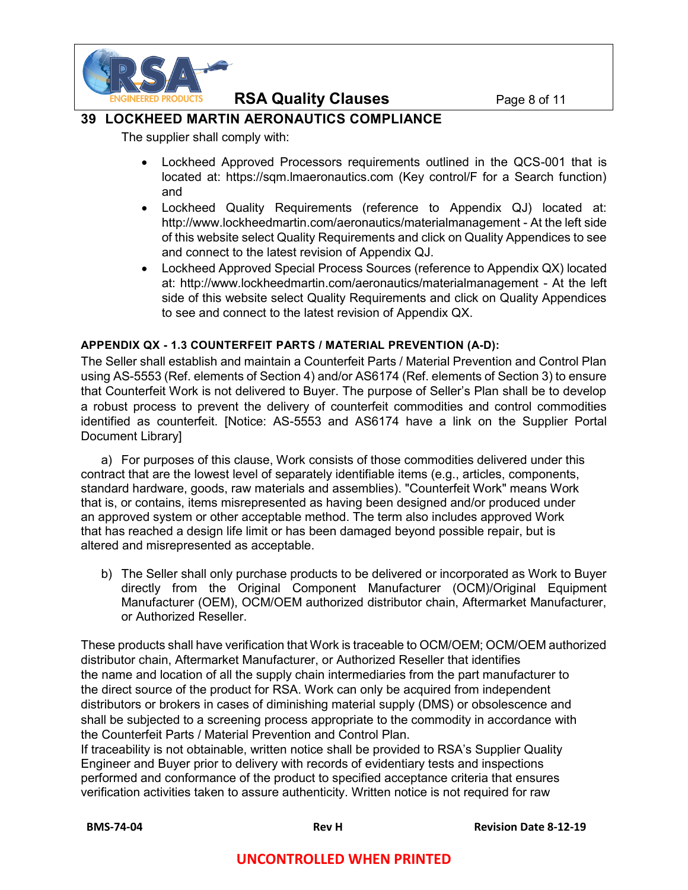## 39 LOCKHEED MARTIN AERONAUTICS COMPLIANCE

The supplier shall comply with:

- Lockheed Approved Processors requirements outlined in the QCS-001 that is located at: https://sqm.lmaeronautics.com (Key control/F for a Search function) and
- Lockheed Quality Requirements (reference to Appendix QJ) located at: http://www.lockheedmartin.com/aeronautics/materialmanagement - At the left side of this website select Quality Requirements and click on Quality Appendices to see and connect to the latest revision of Appendix QJ.
- Lockheed Approved Special Process Sources (reference to Appendix QX) located at: http://www.lockheedmartin.com/aeronautics/materialmanagement - At the left side of this website select Quality Requirements and click on Quality Appendices to see and connect to the latest revision of Appendix QX.

**APPENDIX QX - 1.3 COUNTERFEIT PARTS / MATERIAL PREVENTION (A-D):**

The Seller shall establish and maintain a Counterfeit Parts / Material Prevention and Control Plan using AS-5553 (Ref. elements of Section 4) and/or AS6174 (Ref. elements of Section 3) to ensure that Counterfeit Work is not delivered to Buyer. The purpose of Seller's Plan shall be to develop a robust process to prevent the delivery of counterfeit commodities and control commodities identified as counterfeit. [Notice: AS-5553 and AS6174 have a link on the Supplier Portal Document Library]

a) For purposes of this clause, Work consists of those commodities delivered under this contract that are the lowest level of separately identifiable items (e.g., articles, components, standard hardware, goods, raw materials and assemblies). "Counterfeit Work" means Work that is, or contains, items misrepresented as having been designed and/or produced under an approved system or other acceptable method. The term also includes approved Work that has reached a design life limit or has been damaged beyond possible repair, but is altered and misrepresented as acceptable.

b) The Seller shall only purchase products to be delivered or incorporated as Work to Buyer directly from the Original Component Manufacturer (OCM)/Original Equipment Manufacturer (OEM), OCM/OEM authorized distributor chain, Aftermarket Manufacturer, or Authorized Reseller.

These products shall have verification that Work is traceable to OCM/OEM; OCM/OEM authorized distributor chain, Aftermarket Manufacturer, or Authorized Reseller that identifies the name and location of all the supply chain intermediaries from the part manufacturer to the direct source of the product for RSA. Work can only be acquired from independent distributors or brokers in cases of diminishing material supply (DMS) or obsolescence and shall be subjected to a screening process appropriate to the commodity in accordance with the Counterfeit Parts / Material Prevention and Control Plan.
If traceability is not obtainable, written notice shall be provided to RSA's Supplier Quality Engineer and Buyer prior to delivery with records of evidentiary tests and inspections performed and conformance of the product to specified acceptance criteria that ensures verification activities taken to assure authenticity. Written notice is not required for raw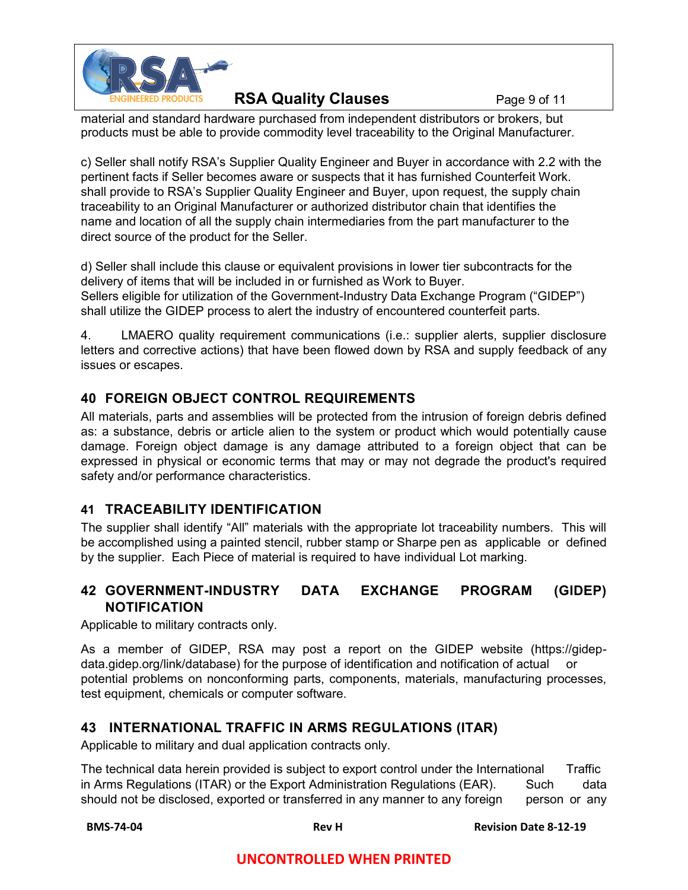material and standard hardware purchased from independent distributors or brokers, but products must be able to provide commodity level traceability to the Original Manufacturer.

c) Seller shall notify RSA's Supplier Quality Engineer and Buyer in accordance with 2.2 with the pertinent facts if Seller becomes aware or suspects that it has furnished Counterfeit Work. shall provide to RSA's Supplier Quality Engineer and Buyer, upon request, the supply chain traceability to an Original Manufacturer or authorized distributor chain that identifies the name and location of all the supply chain intermediaries from the part manufacturer to the direct source of the product for the Seller.

d) Seller shall include this clause or equivalent provisions in lower tier subcontracts for the delivery of items that will be included in or furnished as Work to Buyer.
Sellers eligible for utilization of the Government-Industry Data Exchange Program ("GIDEP") shall utilize the GIDEP process to alert the industry of encountered counterfeit parts.

4. LMAERO quality requirement communications (i.e.: supplier alerts, supplier disclosure letters and corrective actions) that have been flowed down by RSA and supply feedback of any issues or escapes.

## 40 FOREIGN OBJECT CONTROL REQUIREMENTS

All materials, parts and assemblies will be protected from the intrusion of foreign debris defined as: a substance, debris or article alien to the system or product which would potentially cause damage. Foreign object damage is any damage attributed to a foreign object that can be expressed in physical or economic terms that may or may not degrade the product's required safety and/or performance characteristics.

## 41 TRACEABILITY IDENTIFICATION

The supplier shall identify "All" materials with the appropriate lot traceability numbers. This will be accomplished using a painted stencil, rubber stamp or Sharpe pen as applicable or defined by the supplier. Each Piece of material is required to have individual Lot marking.

## 42 GOVERNMENT-INDUSTRY DATA EXCHANGE PROGRAM (GIDEP) NOTIFICATION

Applicable to military contracts only.

As a member of GIDEP, RSA may post a report on the GIDEP website (https://gidep-data.gidep.org/link/database) for the purpose of identification and notification of actual or potential problems on nonconforming parts, components, materials, manufacturing processes, test equipment, chemicals or computer software.

## 43 INTERNATIONAL TRAFFIC IN ARMS REGULATIONS (ITAR)

Applicable to military and dual application contracts only.

The technical data herein provided is subject to export control under the International Traffic in Arms Regulations (ITAR) or the Export Administration Regulations (EAR). Such data should not be disclosed, exported or transferred in any manner to any foreign person or any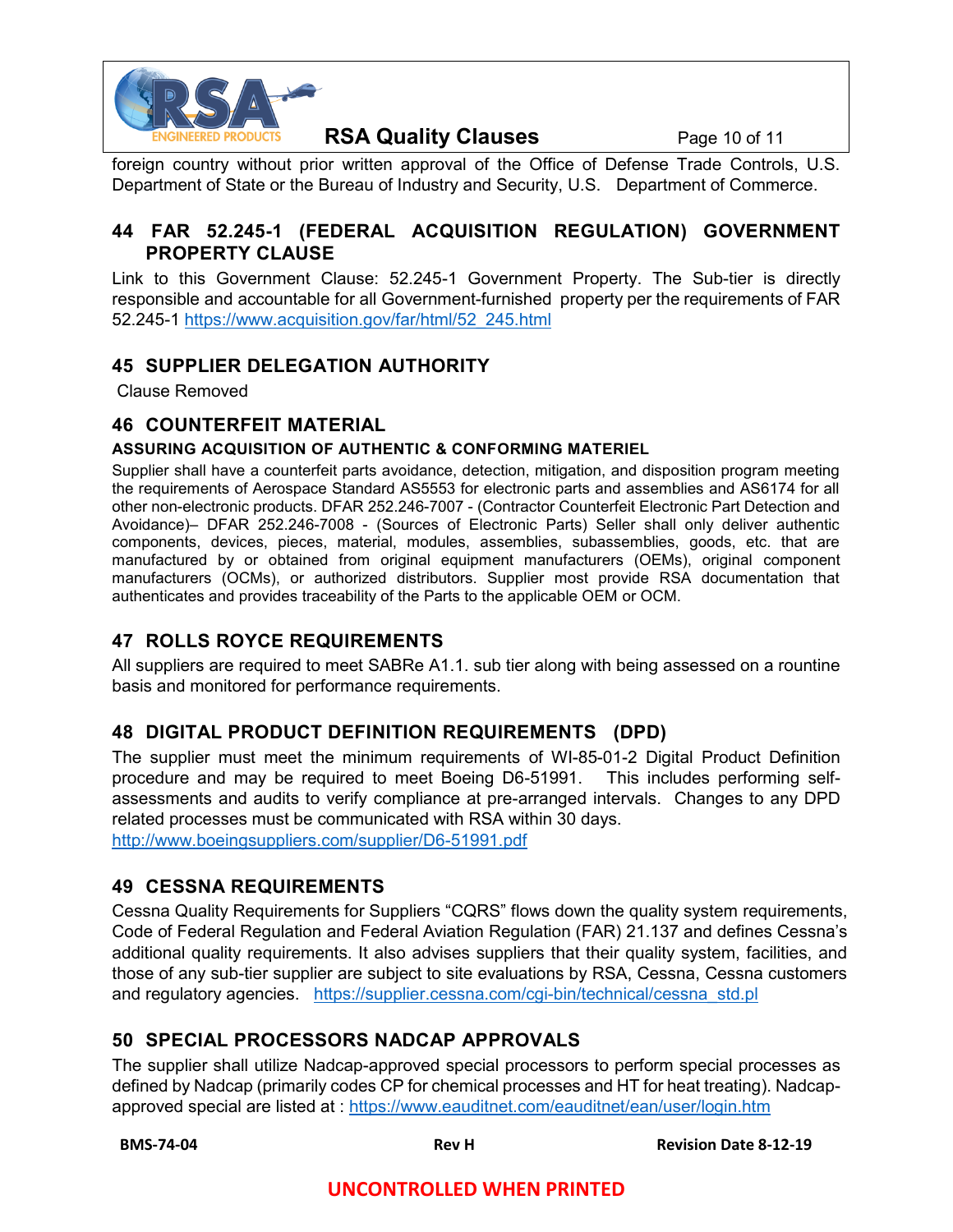foreign country without prior written approval of the Office of Defense Trade Controls, U.S. Department of State or the Bureau of Industry and Security, U.S. Department of Commerce.

## 44 FAR 52.245-1 (FEDERAL ACQUISITION REGULATION) GOVERNMENT PROPERTY CLAUSE

Link to this Government Clause: 52.245-1 Government Property. The Sub-tier is directly responsible and accountable for all Government-furnished property per the requirements of FAR 52.245-1 https://www.acquisition.gov/far/html/52_245.html

## 45 SUPPLIER DELEGATION AUTHORITY

Clause Removed

## 46 COUNTERFEIT MATERIAL

**ASSURING ACQUISITION OF AUTHENTIC & CONFORMING MATERIEL**

Supplier shall have a counterfeit parts avoidance, detection, mitigation, and disposition program meeting the requirements of Aerospace Standard AS5553 for electronic parts and assemblies and AS6174 for all other non-electronic products. DFAR 252.246-7007 - (Contractor Counterfeit Electronic Part Detection and Avoidance)– DFAR 252.246-7008 - (Sources of Electronic Parts) Seller shall only deliver authentic components, devices, pieces, material, modules, assemblies, subassemblies, goods, etc. that are manufactured by or obtained from original equipment manufacturers (OEMs), original component manufacturers (OCMs), or authorized distributors. Supplier most provide RSA documentation that authenticates and provides traceability of the Parts to the applicable OEM or OCM.

## 47 ROLLS ROYCE REQUIREMENTS

All suppliers are required to meet SABRe A1.1. sub tier along with being assessed on a rountine basis and monitored for performance requirements.

## 48 DIGITAL PRODUCT DEFINITION REQUIREMENTS (DPD)

The supplier must meet the minimum requirements of WI-85-01-2 Digital Product Definition procedure and may be required to meet Boeing D6-51991. This includes performing self-assessments and audits to verify compliance at pre-arranged intervals. Changes to any DPD related processes must be communicated with RSA within 30 days.
http://www.boeingsuppliers.com/supplier/D6-51991.pdf

## 49 CESSNA REQUIREMENTS

Cessna Quality Requirements for Suppliers "CQRS" flows down the quality system requirements, Code of Federal Regulation and Federal Aviation Regulation (FAR) 21.137 and defines Cessna's additional quality requirements. It also advises suppliers that their quality system, facilities, and those of any sub-tier supplier are subject to site evaluations by RSA, Cessna, Cessna customers and regulatory agencies. https://supplier.cessna.com/cgi-bin/technical/cessna_std.pl

## 50 SPECIAL PROCESSORS NADCAP APPROVALS

The supplier shall utilize Nadcap-approved special processors to perform special processes as defined by Nadcap (primarily codes CP for chemical processes and HT for heat treating). Nadcap-approved special are listed at : https://www.eauditnet.com/eauditnet/ean/user/login.htm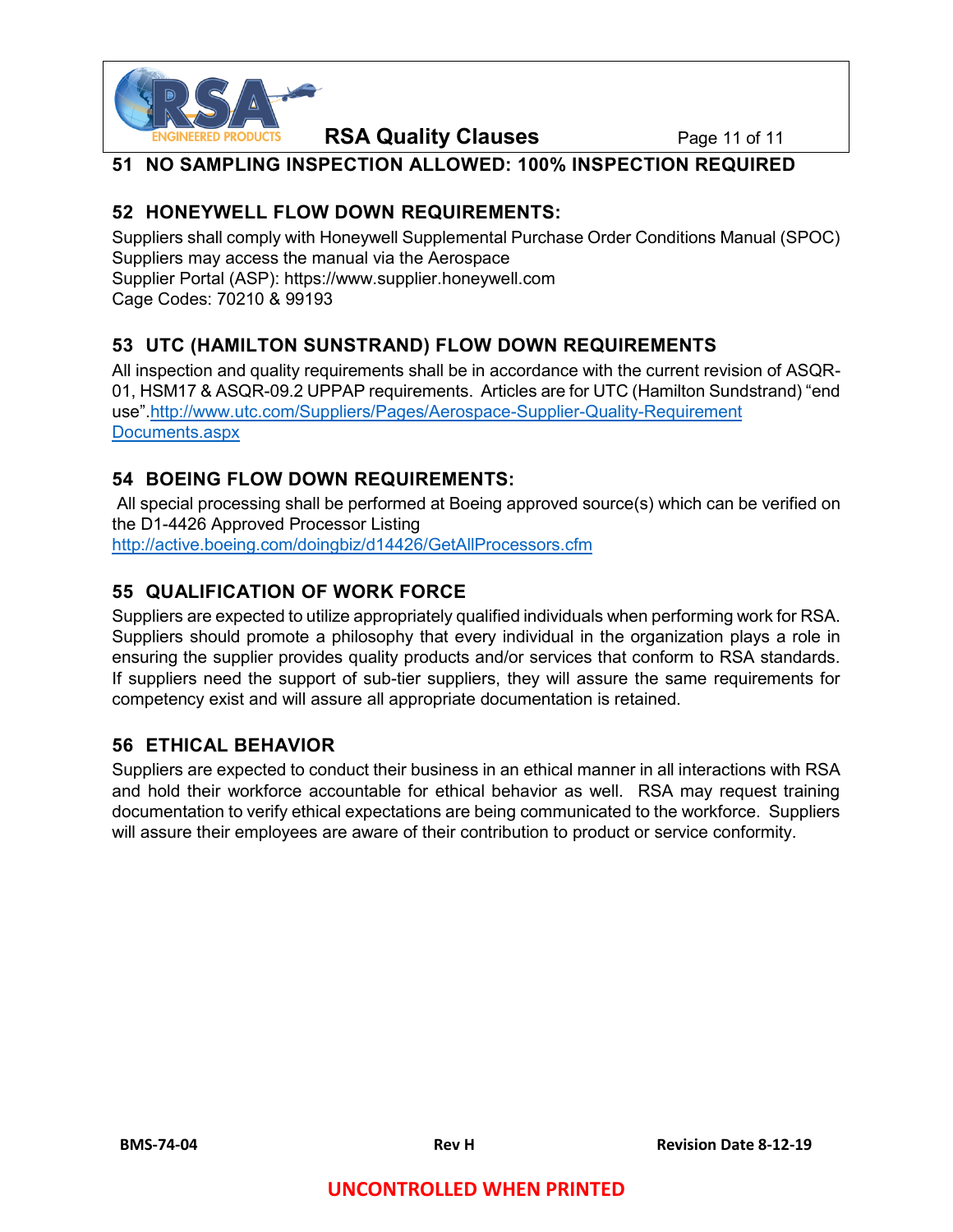## 51 NO SAMPLING INSPECTION ALLOWED: 100% INSPECTION REQUIRED

## 52 HONEYWELL FLOW DOWN REQUIREMENTS:

Suppliers shall comply with Honeywell Supplemental Purchase Order Conditions Manual (SPOC)
Suppliers may access the manual via the Aerospace
Supplier Portal (ASP): https://www.supplier.honeywell.com
Cage Codes: 70210 & 99193

## 53 UTC (HAMILTON SUNSTRAND) FLOW DOWN REQUIREMENTS

All inspection and quality requirements shall be in accordance with the current revision of ASQR-01, HSM17 & ASQR-09.2 UPPAP requirements. Articles are for UTC (Hamilton Sundstrand) "end use".http://www.utc.com/Suppliers/Pages/Aerospace-Supplier-Quality-Requirement Documents.aspx

## 54 BOEING FLOW DOWN REQUIREMENTS:

All special processing shall be performed at Boeing approved source(s) which can be verified on the D1-4426 Approved Processor Listing
http://active.boeing.com/doingbiz/d14426/GetAllProcessors.cfm

## 55 QUALIFICATION OF WORK FORCE

Suppliers are expected to utilize appropriately qualified individuals when performing work for RSA. Suppliers should promote a philosophy that every individual in the organization plays a role in ensuring the supplier provides quality products and/or services that conform to RSA standards. If suppliers need the support of sub-tier suppliers, they will assure the same requirements for competency exist and will assure all appropriate documentation is retained.

## 56 ETHICAL BEHAVIOR

Suppliers are expected to conduct their business in an ethical manner in all interactions with RSA and hold their workforce accountable for ethical behavior as well. RSA may request training documentation to verify ethical expectations are being communicated to the workforce. Suppliers will assure their employees are aware of their contribution to product or service conformity.